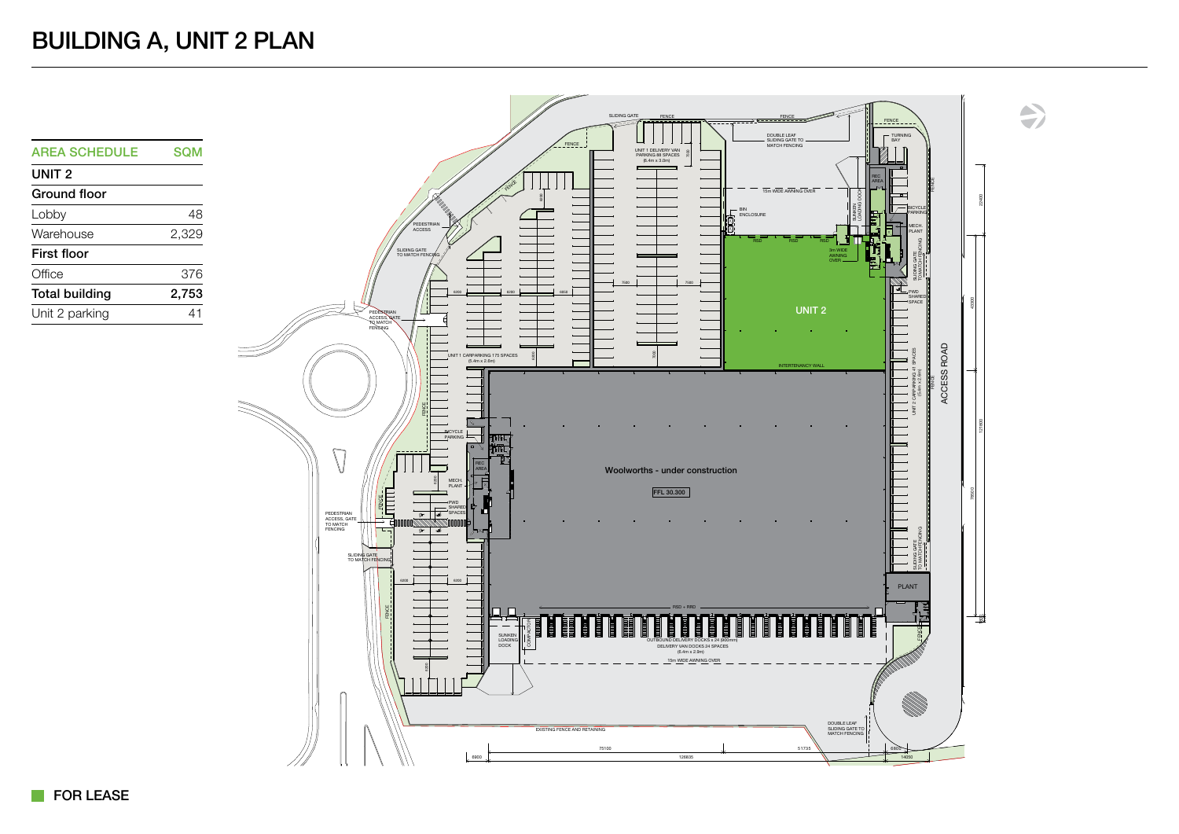# BUILDING A, UNIT 2 PLAN

| AREA SCHEDULE | SQM |
|---|---|
| **UNIT 2** | |
| **Ground floor** | |
| Lobby | 48 |
| Warehouse | 2,329 |
| **First floor** | |
| Office | 376 |
| **Total building** | **2,753** |
| Unit 2 parking | 41 |

UNIT 2

Woolworths - under construction

FFL 30.300

ACCESS ROAD

FOR LEASE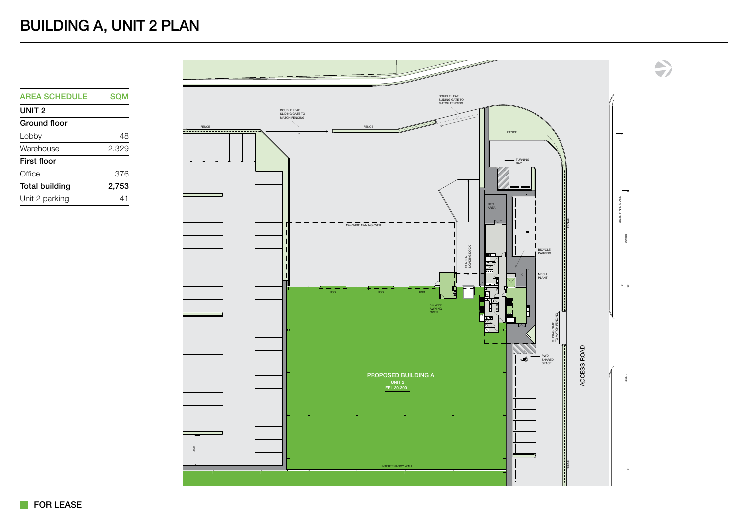# BUILDING A, UNIT 2 PLAN

| AREA SCHEDULE | SQM |
| --- | --- |
| **UNIT 2** | |
| **Ground floor** | |
| Lobby | 48 |
| Warehouse | 2,329 |
| **First floor** | |
| Office | 376 |
| **Total building** | **2,753** |
| Unit 2 parking | 41 |

DOUBLE LEAF SLIDING GATE TO MATCH FENCING

DOUBLE LEAF SLIDING GATE TO MATCH FENCING

FENCE

FENCE

FENCE

TURNING BAY

REC AREA

15m WIDE AWNING OVER

SUNKEN LOADING DOCK

BICYCLE PARKING

MECH. PLANT

RSD

RSD

RSD

3m WIDE AWNING OVER

SLIDING GATE TO MATCH FENCING

PWD SHARED SPACE

ACCESS ROAD

PROPOSED BUILDING A

UNIT 2

FFL 30.300

INTERTENANCY WALL

FENCE

FENCE

36000 HARDSTAND

23800

40300

3000

FOR LEASE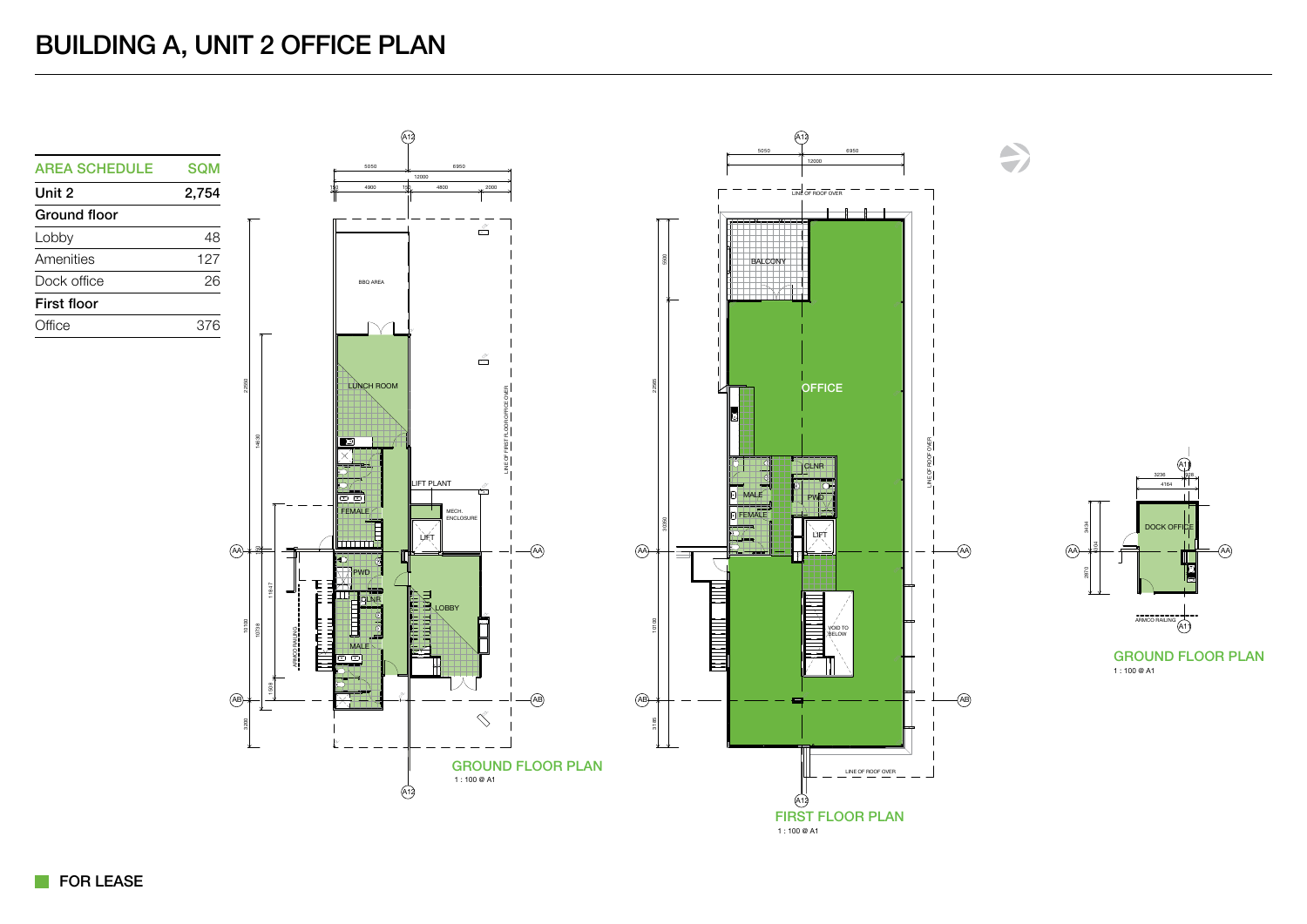# BUILDING A, UNIT 2 OFFICE PLAN

| AREA SCHEDULE | SQM |
|---|---|
| **Unit 2** | **2,754** |
| **Ground floor** | |
| Lobby | 48 |
| Amenities | 127 |
| Dock office | 26 |
| **First floor** | |
| Office | 376 |

GROUND FLOOR PLAN
1 : 100 @ A1

FIRST FLOOR PLAN
1 : 100 @ A1

GROUND FLOOR PLAN
1 : 100 @ A1

FOR LEASE